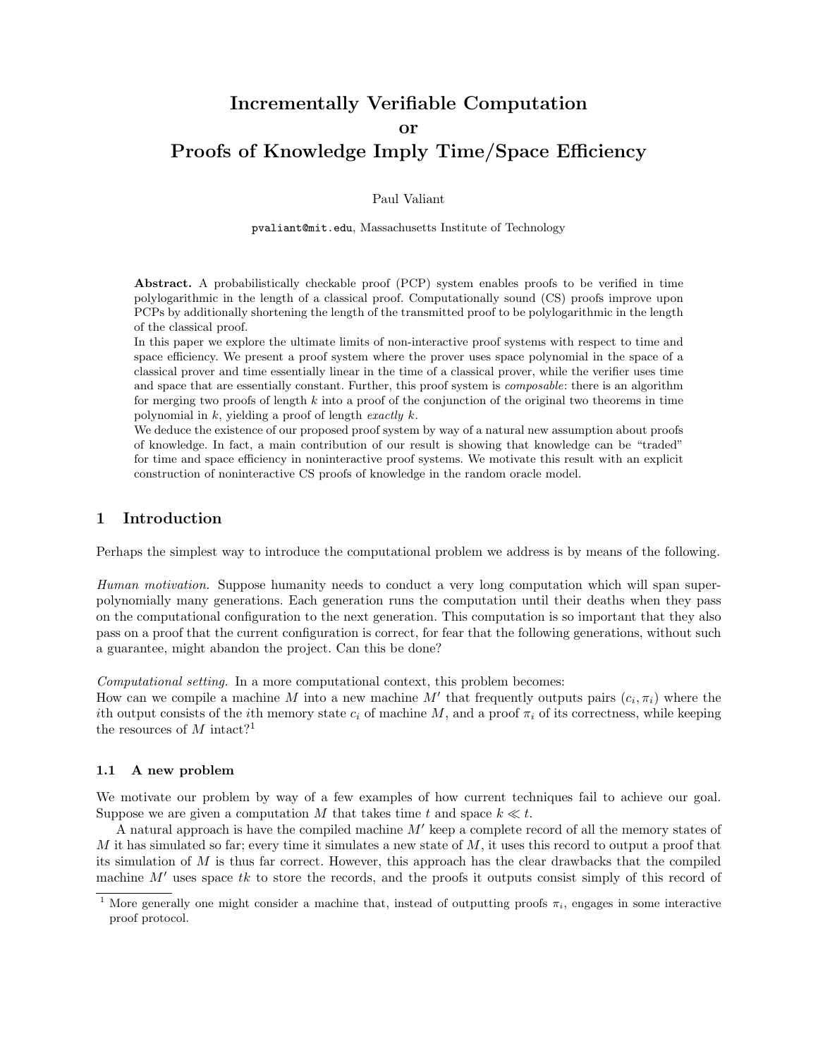# Incrementally Verifiable Computation or Proofs of Knowledge Imply Time/Space Efficiency

Paul Valiant

pvaliant@mit.edu, Massachusetts Institute of Technology

**Abstract.** A probabilistically checkable proof (PCP) system enables proofs to be verified in time polylogarithmic in the length of a classical proof. Computationally sound (CS) proofs improve upon PCPs by additionally shortening the length of the transmitted proof to be polylogarithmic in the length of the classical proof.

In this paper we explore the ultimate limits of non-interactive proof systems with respect to time and space efficiency. We present a proof system where the prover uses space polynomial in the space of a classical prover and time essentially linear in the time of a classical prover, while the verifier uses time and space that are essentially constant. Further, this proof system is *composable*: there is an algorithm for merging two proofs of length $k$ into a proof of the conjunction of the original two theorems in time polynomial in $k$, yielding a proof of length *exactly* $k$.

We deduce the existence of our proposed proof system by way of a natural new assumption about proofs of knowledge. In fact, a main contribution of our result is showing that knowledge can be "traded" for time and space efficiency in noninteractive proof systems. We motivate this result with an explicit construction of noninteractive CS proofs of knowledge in the random oracle model.

## 1 Introduction

Perhaps the simplest way to introduce the computational problem we address is by means of the following.

*Human motivation.* Suppose humanity needs to conduct a very long computation which will span super-polynomially many generations. Each generation runs the computation until their deaths when they pass on the computational configuration to the next generation. This computation is so important that they also pass on a proof that the current configuration is correct, for fear that the following generations, without such a guarantee, might abandon the project. Can this be done?

*Computational setting.* In a more computational context, this problem becomes:
How can we compile a machine $M$ into a new machine $M'$ that frequently outputs pairs $(c_i, \pi_i)$ where the $i$th output consists of the $i$th memory state $c_i$ of machine $M$, and a proof $\pi_i$ of its correctness, while keeping the resources of $M$ intact?[1]

### 1.1 A new problem

We motivate our problem by way of a few examples of how current techniques fail to achieve our goal. Suppose we are given a computation $M$ that takes time $t$ and space $k \ll t$.

A natural approach is have the compiled machine $M'$ keep a complete record of all the memory states of $M$ it has simulated so far; every time it simulates a new state of $M$, it uses this record to output a proof that its simulation of $M$ is thus far correct. However, this approach has the clear drawbacks that the compiled machine $M'$ uses space $tk$ to store the records, and the proofs it outputs consist simply of this record of

[1] More generally one might consider a machine that, instead of outputting proofs $\pi_i$, engages in some interactive proof protocol.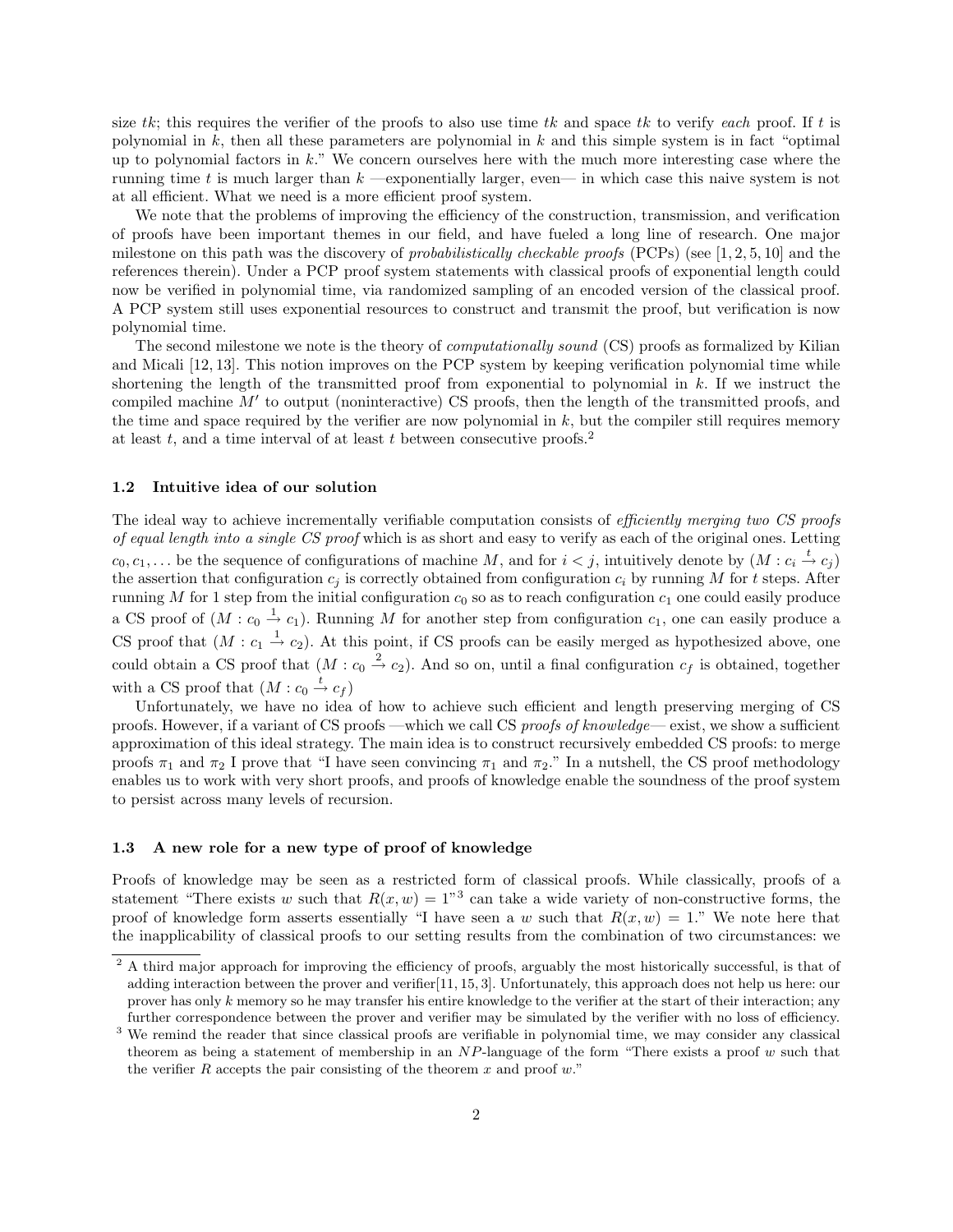size $tk$; this requires the verifier of the proofs to also use time $tk$ and space $tk$ to verify *each* proof. If $t$ is polynomial in $k$, then all these parameters are polynomial in $k$ and this simple system is in fact "optimal up to polynomial factors in $k$." We concern ourselves here with the much more interesting case where the running time $t$ is much larger than $k$ —exponentially larger, even— in which case this naive system is not at all efficient. What we need is a more efficient proof system.

We note that the problems of improving the efficiency of the construction, transmission, and verification of proofs have been important themes in our field, and have fueled a long line of research. One major milestone on this path was the discovery of *probabilistically checkable proofs* (PCPs) (see [1, 2, 5, 10] and the references therein). Under a PCP proof system statements with classical proofs of exponential length could now be verified in polynomial time, via randomized sampling of an encoded version of the classical proof. A PCP system still uses exponential resources to construct and transmit the proof, but verification is now polynomial time.

The second milestone we note is the theory of *computationally sound* (CS) proofs as formalized by Kilian and Micali [12, 13]. This notion improves on the PCP system by keeping verification polynomial time while shortening the length of the transmitted proof from exponential to polynomial in $k$. If we instruct the compiled machine $M'$ to output (noninteractive) CS proofs, then the length of the transmitted proofs, and the time and space required by the verifier are now polynomial in $k$, but the compiler still requires memory at least $t$, and a time interval of at least $t$ between consecutive proofs.[2]

### 1.2 Intuitive idea of our solution

The ideal way to achieve incrementally verifiable computation consists of *efficiently merging two CS proofs of equal length into a single CS proof* which is as short and easy to verify as each of the original ones. Letting $c_0, c_1, \ldots$ be the sequence of configurations of machine $M$, and for $i < j$, intuitively denote by $(M : c_i \xrightarrow{t} c_j)$ the assertion that configuration $c_j$ is correctly obtained from configuration $c_i$ by running $M$ for $t$ steps. After running $M$ for 1 step from the initial configuration $c_0$ so as to reach configuration $c_1$ one could easily produce a CS proof of $(M : c_0 \xrightarrow{1} c_1)$. Running $M$ for another step from configuration $c_1$, one can easily produce a CS proof that $(M : c_1 \xrightarrow{1} c_2)$. At this point, if CS proofs can be easily merged as hypothesized above, one could obtain a CS proof that $(M : c_0 \xrightarrow{2} c_2)$. And so on, until a final configuration $c_f$ is obtained, together with a CS proof that $(M : c_0 \xrightarrow{t} c_f)$

Unfortunately, we have no idea of how to achieve such efficient and length preserving merging of CS proofs. However, if a variant of CS proofs —which we call CS *proofs of knowledge*— exist, we show a sufficient approximation of this ideal strategy. The main idea is to construct recursively embedded CS proofs: to merge proofs $\pi_1$ and $\pi_2$ I prove that "I have seen convincing $\pi_1$ and $\pi_2$." In a nutshell, the CS proof methodology enables us to work with very short proofs, and proofs of knowledge enable the soundness of the proof system to persist across many levels of recursion.

### 1.3 A new role for a new type of proof of knowledge

Proofs of knowledge may be seen as a restricted form of classical proofs. While classically, proofs of a statement "There exists $w$ such that $R(x, w) = 1$"[3] can take a wide variety of non-constructive forms, the proof of knowledge form asserts essentially "I have seen a $w$ such that $R(x, w) = 1$." We note here that the inapplicability of classical proofs to our setting results from the combination of two circumstances: we

---

[2] A third major approach for improving the efficiency of proofs, arguably the most historically successful, is that of adding interaction between the prover and verifier[11, 15, 3]. Unfortunately, this approach does not help us here: our prover has only $k$ memory so he may transfer his entire knowledge to the verifier at the start of their interaction; any further correspondence between the prover and verifier may be simulated by the verifier with no loss of efficiency.

[3] We remind the reader that since classical proofs are verifiable in polynomial time, we may consider any classical theorem as being a statement of membership in an $NP$-language of the form "There exists a proof $w$ such that the verifier $R$ accepts the pair consisting of the theorem $x$ and proof $w$."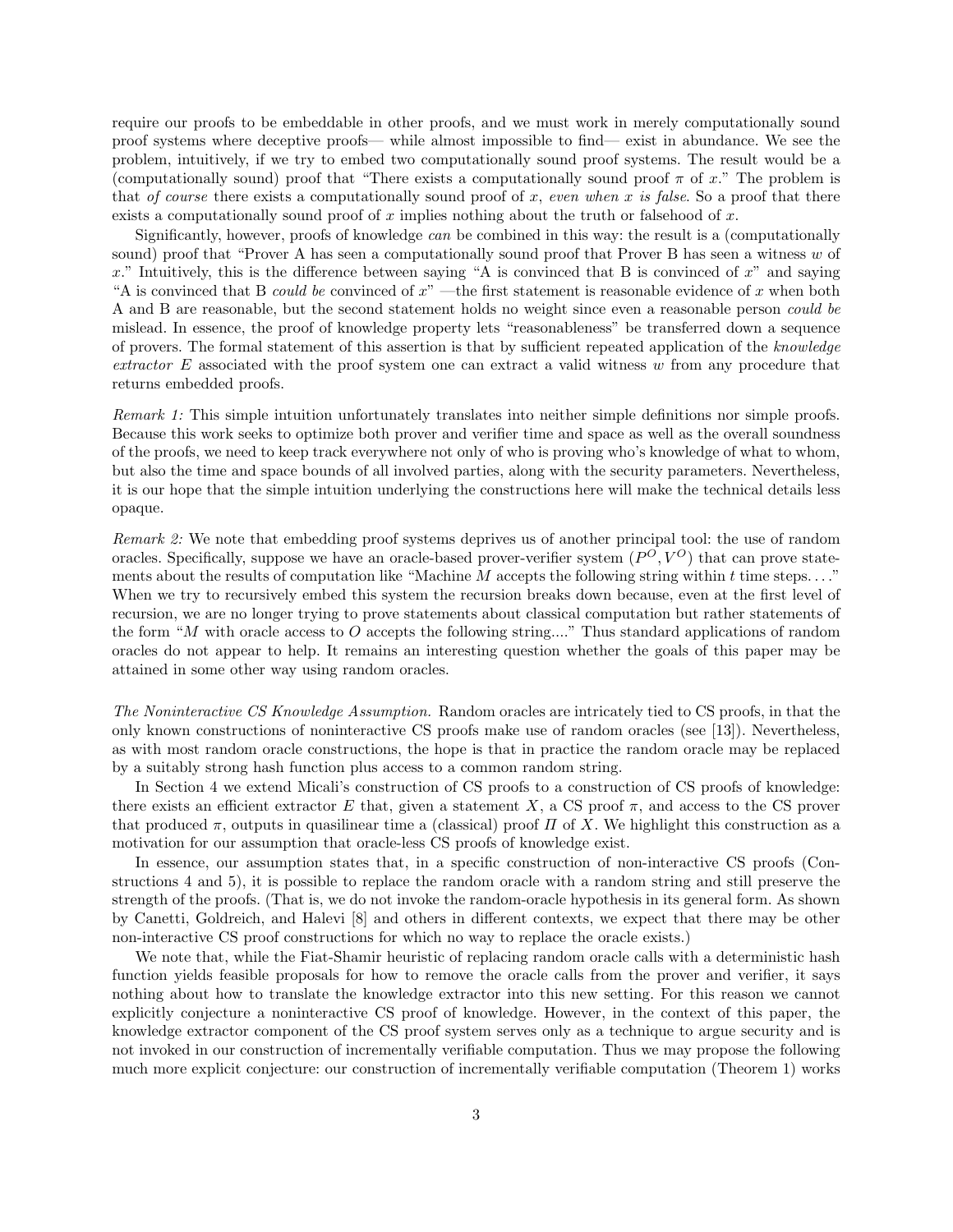require our proofs to be embeddable in other proofs, and we must work in merely computationally sound proof systems where deceptive proofs— while almost impossible to find— exist in abundance. We see the problem, intuitively, if we try to embed two computationally sound proof systems. The result would be a (computationally sound) proof that "There exists a computationally sound proof $\pi$ of $x$." The problem is that *of course* there exists a computationally sound proof of $x$, *even when $x$ is false*. So a proof that there exists a computationally sound proof of $x$ implies nothing about the truth or falsehood of $x$.

Significantly, however, proofs of knowledge *can* be combined in this way: the result is a (computationally sound) proof that "Prover A has seen a computationally sound proof that Prover B has seen a witness $w$ of $x$." Intuitively, this is the difference between saying "A is convinced that B is convinced of $x$" and saying "A is convinced that B *could be* convinced of $x$" —the first statement is reasonable evidence of $x$ when both A and B are reasonable, but the second statement holds no weight since even a reasonable person *could be* mislead. In essence, the proof of knowledge property lets "reasonableness" be transferred down a sequence of provers. The formal statement of this assertion is that by sufficient repeated application of the *knowledge extractor $E$* associated with the proof system one can extract a valid witness $w$ from any procedure that returns embedded proofs.

*Remark 1:* This simple intuition unfortunately translates into neither simple definitions nor simple proofs. Because this work seeks to optimize both prover and verifier time and space as well as the overall soundness of the proofs, we need to keep track everywhere not only of who is proving who's knowledge of what to whom, but also the time and space bounds of all involved parties, along with the security parameters. Nevertheless, it is our hope that the simple intuition underlying the constructions here will make the technical details less opaque.

*Remark 2:* We note that embedding proof systems deprives us of another principal tool: the use of random oracles. Specifically, suppose we have an oracle-based prover-verifier system $(P^O, V^O)$ that can prove statements about the results of computation like "Machine $M$ accepts the following string within $t$ time steps...." When we try to recursively embed this system the recursion breaks down because, even at the first level of recursion, we are no longer trying to prove statements about classical computation but rather statements of the form "$M$ with oracle access to $O$ accepts the following string...." Thus standard applications of random oracles do not appear to help. It remains an interesting question whether the goals of this paper may be attained in some other way using random oracles.

*The Noninteractive CS Knowledge Assumption.* Random oracles are intricately tied to CS proofs, in that the only known constructions of noninteractive CS proofs make use of random oracles (see [13]). Nevertheless, as with most random oracle constructions, the hope is that in practice the random oracle may be replaced by a suitably strong hash function plus access to a common random string.

In Section 4 we extend Micali's construction of CS proofs to a construction of CS proofs of knowledge: there exists an efficient extractor $E$ that, given a statement $X$, a CS proof $\pi$, and access to the CS prover that produced $\pi$, outputs in quasilinear time a (classical) proof $\Pi$ of $X$. We highlight this construction as a motivation for our assumption that oracle-less CS proofs of knowledge exist.

In essence, our assumption states that, in a specific construction of non-interactive CS proofs (Constructions 4 and 5), it is possible to replace the random oracle with a random string and still preserve the strength of the proofs. (That is, we do not invoke the random-oracle hypothesis in its general form. As shown by Canetti, Goldreich, and Halevi [8] and others in different contexts, we expect that there may be other non-interactive CS proof constructions for which no way to replace the oracle exists.)

We note that, while the Fiat-Shamir heuristic of replacing random oracle calls with a deterministic hash function yields feasible proposals for how to remove the oracle calls from the prover and verifier, it says nothing about how to translate the knowledge extractor into this new setting. For this reason we cannot explicitly conjecture a noninteractive CS proof of knowledge. However, in the context of this paper, the knowledge extractor component of the CS proof system serves only as a technique to argue security and is not invoked in our construction of incrementally verifiable computation. Thus we may propose the following much more explicit conjecture: our construction of incrementally verifiable computation (Theorem 1) works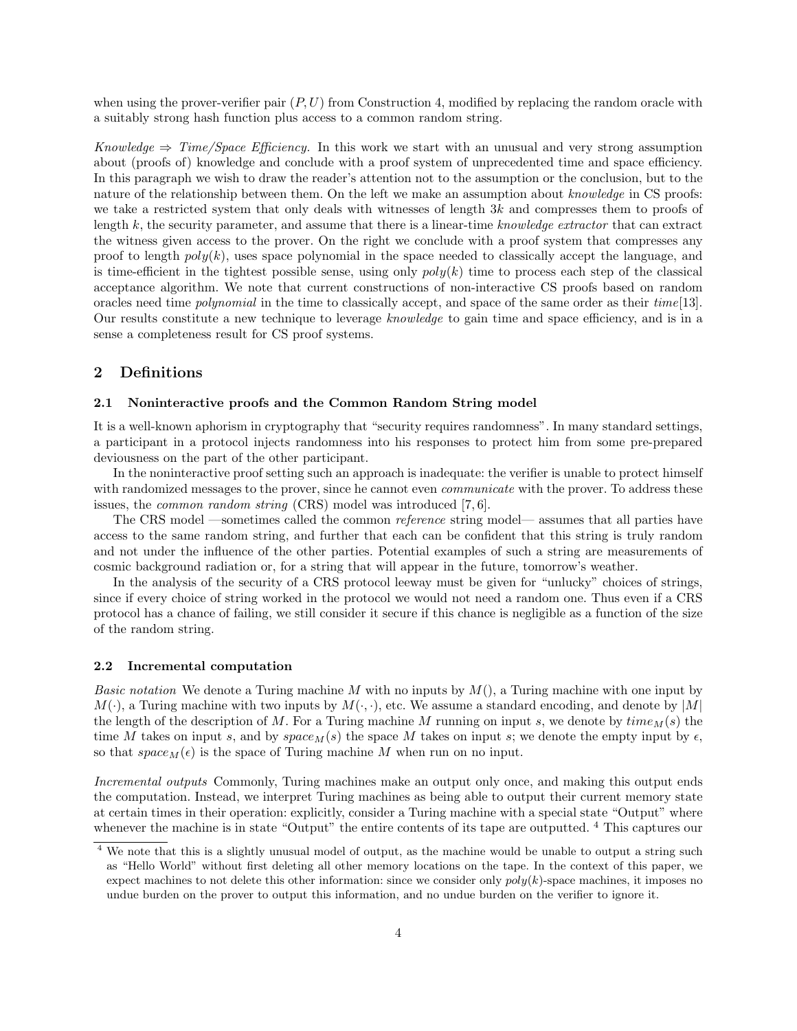when using the prover-verifier pair $(P, U)$ from Construction 4, modified by replacing the random oracle with a suitably strong hash function plus access to a common random string.

*Knowledge ⇒ Time/Space Efficiency.* In this work we start with an unusual and very strong assumption about (proofs of) knowledge and conclude with a proof system of unprecedented time and space efficiency. In this paragraph we wish to draw the reader's attention not to the assumption or the conclusion, but to the nature of the relationship between them. On the left we make an assumption about *knowledge* in CS proofs: we take a restricted system that only deals with witnesses of length $3k$ and compresses them to proofs of length $k$, the security parameter, and assume that there is a linear-time *knowledge extractor* that can extract the witness given access to the prover. On the right we conclude with a proof system that compresses any proof to length $poly(k)$, uses space polynomial in the space needed to classically accept the language, and is time-efficient in the tightest possible sense, using only $poly(k)$ time to process each step of the classical acceptance algorithm. We note that current constructions of non-interactive CS proofs based on random oracles need time *polynomial* in the time to classically accept, and space of the same order as their *time*[13]. Our results constitute a new technique to leverage *knowledge* to gain time and space efficiency, and is in a sense a completeness result for CS proof systems.

## 2 Definitions

### 2.1 Noninteractive proofs and the Common Random String model

It is a well-known aphorism in cryptography that "security requires randomness". In many standard settings, a participant in a protocol injects randomness into his responses to protect him from some pre-prepared deviousness on the part of the other participant.

In the noninteractive proof setting such an approach is inadequate: the verifier is unable to protect himself with randomized messages to the prover, since he cannot even *communicate* with the prover. To address these issues, the *common random string* (CRS) model was introduced [7, 6].

The CRS model —sometimes called the common *reference* string model— assumes that all parties have access to the same random string, and further that each can be confident that this string is truly random and not under the influence of the other parties. Potential examples of such a string are measurements of cosmic background radiation or, for a string that will appear in the future, tomorrow's weather.

In the analysis of the security of a CRS protocol leeway must be given for "unlucky" choices of strings, since if every choice of string worked in the protocol we would not need a random one. Thus even if a CRS protocol has a chance of failing, we still consider it secure if this chance is negligible as a function of the size of the random string.

### 2.2 Incremental computation

*Basic notation* We denote a Turing machine $M$ with no inputs by $M()$, a Turing machine with one input by $M(\cdot)$, a Turing machine with two inputs by $M(\cdot, \cdot)$, etc. We assume a standard encoding, and denote by $|M|$ the length of the description of $M$. For a Turing machine $M$ running on input $s$, we denote by $time_M(s)$ the time $M$ takes on input $s$, and by $space_M(s)$ the space $M$ takes on input $s$; we denote the empty input by $\epsilon$, so that $space_M(\epsilon)$ is the space of Turing machine $M$ when run on no input.

*Incremental outputs* Commonly, Turing machines make an output only once, and making this output ends the computation. Instead, we interpret Turing machines as being able to output their current memory state at certain times in their operation: explicitly, consider a Turing machine with a special state "Output" where whenever the machine is in state "Output" the entire contents of its tape are outputted. [4] This captures our

[4] We note that this is a slightly unusual model of output, as the machine would be unable to output a string such as "Hello World" without first deleting all other memory locations on the tape. In the context of this paper, we expect machines to not delete this other information: since we consider only $poly(k)$-space machines, it imposes no undue burden on the prover to output this information, and no undue burden on the verifier to ignore it.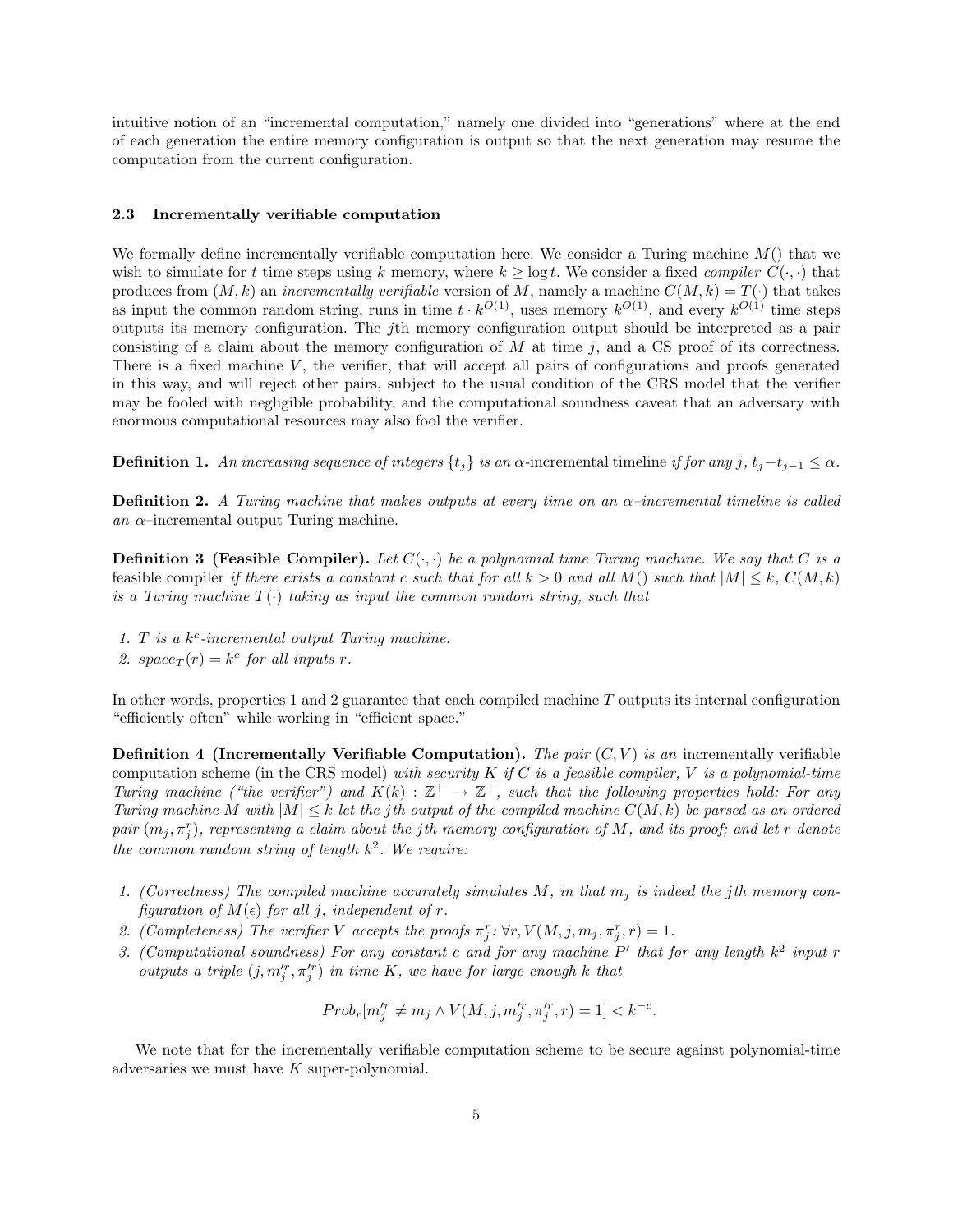intuitive notion of an "incremental computation," namely one divided into "generations" where at the end of each generation the entire memory configuration is output so that the next generation may resume the computation from the current configuration.

### 2.3 Incrementally verifiable computation

We formally define incrementally verifiable computation here. We consider a Turing machine $M()$ that we wish to simulate for $t$ time steps using $k$ memory, where $k \geq \log t$. We consider a fixed *compiler* $C(\cdot,\cdot)$ that produces from $(M,k)$ an *incrementally verifiable* version of $M$, namely a machine $C(M,k) = T(\cdot)$ that takes as input the common random string, runs in time $t \cdot k^{O(1)}$, uses memory $k^{O(1)}$, and every $k^{O(1)}$ time steps outputs its memory configuration. The $j$th memory configuration output should be interpreted as a pair consisting of a claim about the memory configuration of $M$ at time $j$, and a CS proof of its correctness. There is a fixed machine $V$, the verifier, that will accept all pairs of configurations and proofs generated in this way, and will reject other pairs, subject to the usual condition of the CRS model that the verifier may be fooled with negligible probability, and the computational soundness caveat that an adversary with enormous computational resources may also fool the verifier.

**Definition 1.** *An increasing sequence of integers $\{t_j\}$ is an $\alpha$-*incremental timeline *if for any $j$, $t_j - t_{j-1} \leq \alpha$.*

**Definition 2.** *A Turing machine that makes outputs at every time on an $\alpha$–incremental timeline is called an $\alpha$–*incremental output Turing machine.

**Definition 3 (Feasible Compiler).** *Let $C(\cdot,\cdot)$ be a polynomial time Turing machine. We say that $C$ is a* feasible compiler *if there exists a constant $c$ such that for all $k > 0$ and all $M()$ such that $|M| \leq k$, $C(M,k)$ is a Turing machine $T(\cdot)$ taking as input the common random string, such that*

1. *$T$ is a $k^c$-incremental output Turing machine.*
2. *$space_T(r) = k^c$ for all inputs $r$.*

In other words, properties 1 and 2 guarantee that each compiled machine $T$ outputs its internal configuration "efficiently often" while working in "efficient space."

**Definition 4 (Incrementally Verifiable Computation).** *The pair $(C,V)$ is an* incrementally verifiable computation scheme *(in the CRS model) with security $K$ if $C$ is a feasible compiler, $V$ is a polynomial-time Turing machine ("the verifier") and $K(k) : \mathbb{Z}^+ \to \mathbb{Z}^+$, such that the following properties hold: For any Turing machine $M$ with $|M| \leq k$ let the $j$th output of the compiled machine $C(M,k)$ be parsed as an ordered pair $(m_j, \pi_j^r)$, representing a claim about the $j$th memory configuration of $M$, and its proof; and let $r$ denote the common random string of length $k^2$. We require:*

1. *(Correctness) The compiled machine accurately simulates $M$, in that $m_j$ is indeed the $j$th memory configuration of $M(\epsilon)$ for all $j$, independent of $r$.*
2. *(Completeness) The verifier $V$ accepts the proofs $\pi_j^r$: $\forall r, V(M,j,m_j,\pi_j^r,r) = 1$.*
3. *(Computational soundness) For any constant $c$ and for any machine $P'$ that for any length $k^2$ input $r$ outputs a triple $(j, m_j'^r, \pi_j'^r)$ in time $K$, we have for large enough $k$ that*

$$Prob_r[m_j'^r \neq m_j \wedge V(M,j,m_j'^r,\pi_j'^r,r) = 1] < k^{-c}.$$

We note that for the incrementally verifiable computation scheme to be secure against polynomial-time adversaries we must have $K$ super-polynomial.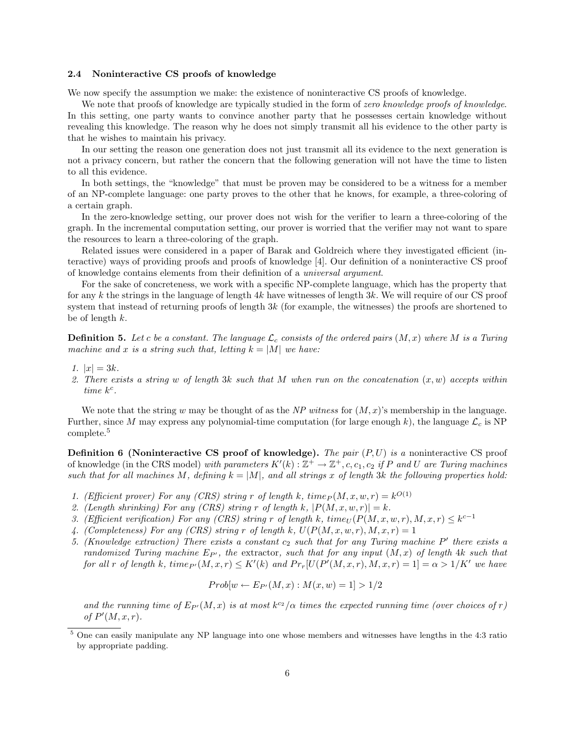### 2.4 Noninteractive CS proofs of knowledge

We now specify the assumption we make: the existence of noninteractive CS proofs of knowledge.

We note that proofs of knowledge are typically studied in the form of *zero knowledge proofs of knowledge*. In this setting, one party wants to convince another party that he possesses certain knowledge without revealing this knowledge. The reason why he does not simply transmit all his evidence to the other party is that he wishes to maintain his privacy.

In our setting the reason one generation does not just transmit all its evidence to the next generation is not a privacy concern, but rather the concern that the following generation will not have the time to listen to all this evidence.

In both settings, the "knowledge" that must be proven may be considered to be a witness for a member of an NP-complete language: one party proves to the other that he knows, for example, a three-coloring of a certain graph.

In the zero-knowledge setting, our prover does not wish for the verifier to learn a three-coloring of the graph. In the incremental computation setting, our prover is worried that the verifier may not want to spare the resources to learn a three-coloring of the graph.

Related issues were considered in a paper of Barak and Goldreich where they investigated efficient (interactive) ways of providing proofs and proofs of knowledge [4]. Our definition of a noninteractive CS proof of knowledge contains elements from their definition of a *universal argument*.

For the sake of concreteness, we work with a specific NP-complete language, which has the property that for any $k$ the strings in the language of length $4k$ have witnesses of length $3k$. We will require of our CS proof system that instead of returning proofs of length $3k$ (for example, the witnesses) the proofs are shortened to be of length $k$.

**Definition 5.** *Let $c$ be a constant. The language $\mathcal{L}_c$ consists of the ordered pairs $(M, x)$ where $M$ is a Turing machine and $x$ is a string such that, letting $k = |M|$ we have:*

1. $|x| = 3k$.
2. *There exists a string $w$ of length $3k$ such that $M$ when run on the concatenation $(x, w)$ accepts within time $k^c$.*

We note that the string $w$ may be thought of as the *NP witness* for $(M, x)$'s membership in the language. Further, since $M$ may express any polynomial-time computation (for large enough $k$), the language $\mathcal{L}_c$ is NP complete.[5]

**Definition 6 (Noninteractive CS proof of knowledge).** *The pair $(P, U)$ is a* noninteractive CS proof of knowledge (in the CRS model) *with parameters $K'(k) : \mathbb{Z}^+ \rightarrow \mathbb{Z}^+, c, c_1, c_2$ if $P$ and $U$ are Turing machines such that for all machines $M$, defining $k = |M|$, and all strings $x$ of length $3k$ the following properties hold:*

1. *(Efficient prover) For any (CRS) string $r$ of length $k$, $time_P(M, x, w, r) = k^{O(1)}$*
2. *(Length shrinking) For any (CRS) string $r$ of length $k$, $|P(M, x, w, r)| = k$.*
3. *(Efficient verification) For any (CRS) string $r$ of length $k$, $time_U(P(M, x, w, r), M, x, r) \leq k^{c-1}$*
4. *(Completeness) For any (CRS) string $r$ of length $k$, $U(P(M, x, w, r), M, x, r) = 1$*
5. *(Knowledge extraction) There exists a constant $c_2$ such that for any Turing machine $P'$ there exists a randomized Turing machine $E_{P'}$, the* extractor*, such that for any input $(M, x)$ of length $4k$ such that for all $r$ of length $k$, $time_{P'}(M, x, r) \leq K'(k)$ and $Pr_r[U(P'(M, x, r), M, x, r) = 1] = \alpha > 1/K'$ we have*

$$Prob[w \leftarrow E_{P'}(M, x) : M(x, w) = 1] > 1/2$$

*and the running time of $E_{P'}(M, x)$ is at most $k^{c_2}/\alpha$ times the expected running time (over choices of $r$) of $P'(M, x, r)$.*

[5] One can easily manipulate any NP language into one whose members and witnesses have lengths in the 4:3 ratio by appropriate padding.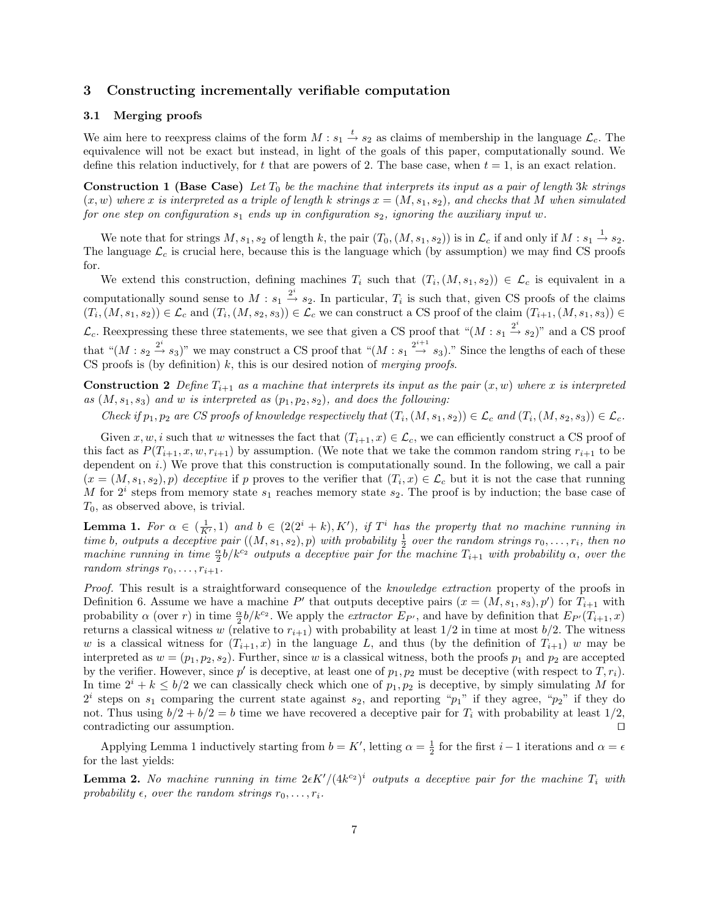## 3 Constructing incrementally verifiable computation

### 3.1 Merging proofs

We aim here to reexpress claims of the form $M : s_1 \xrightarrow{t} s_2$ as claims of membership in the language $\mathcal{L}_c$. The equivalence will not be exact but instead, in light of the goals of this paper, computationally sound. We define this relation inductively, for $t$ that are powers of 2. The base case, when $t = 1$, is an exact relation.

**Construction 1 (Base Case)** *Let $T_0$ be the machine that interprets its input as a pair of length $3k$ strings $(x, w)$ where $x$ is interpreted as a triple of length $k$ strings $x = (M, s_1, s_2)$, and checks that $M$ when simulated for one step on configuration $s_1$ ends up in configuration $s_2$, ignoring the auxiliary input $w$.*

We note that for strings $M, s_1, s_2$ of length $k$, the pair $(T_0, (M, s_1, s_2))$ is in $\mathcal{L}_c$ if and only if $M : s_1 \xrightarrow{1} s_2$. The language $\mathcal{L}_c$ is crucial here, because this is the language which (by assumption) we may find CS proofs for.

We extend this construction, defining machines $T_i$ such that $(T_i, (M, s_1, s_2)) \in \mathcal{L}_c$ is equivalent in a computationally sound sense to $M : s_1 \xrightarrow{2^i} s_2$. In particular, $T_i$ is such that, given CS proofs of the claims $(T_i, (M, s_1, s_2)) \in \mathcal{L}_c$ and $(T_i, (M, s_2, s_3)) \in \mathcal{L}_c$ we can construct a CS proof of the claim $(T_{i+1}, (M, s_1, s_3)) \in \mathcal{L}_c$. Reexpressing these three statements, we see that given a CS proof that "$(M : s_1 \xrightarrow{2^i} s_2)$" and a CS proof that "$(M : s_2 \xrightarrow{2^i} s_3)$" we may construct a CS proof that "$(M : s_1 \xrightarrow{2^{i+1}} s_3)$." Since the lengths of each of these CS proofs is (by definition) $k$, this is our desired notion of *merging proofs*.

**Construction 2** *Define $T_{i+1}$ as a machine that interprets its input as the pair $(x, w)$ where $x$ is interpreted as $(M, s_1, s_3)$ and $w$ is interpreted as $(p_1, p_2, s_2)$, and does the following:*

*Check if $p_1, p_2$ are CS proofs of knowledge respectively that $(T_i, (M, s_1, s_2)) \in \mathcal{L}_c$ and $(T_i, (M, s_2, s_3)) \in \mathcal{L}_c$.*

Given $x, w, i$ such that $w$ witnesses the fact that $(T_{i+1}, x) \in \mathcal{L}_c$, we can efficiently construct a CS proof of this fact as $P(T_{i+1}, x, w, r_{i+1})$ by assumption. (We note that we take the common random string $r_{i+1}$ to be dependent on $i$.) We prove that this construction is computationally sound. In the following, we call a pair $(x = (M, s_1, s_2), p)$ *deceptive* if $p$ proves to the verifier that $(T_i, x) \in \mathcal{L}_c$ but it is not the case that running $M$ for $2^i$ steps from memory state $s_1$ reaches memory state $s_2$. The proof is by induction; the base case of $T_0$, as observed above, is trivial.

**Lemma 1.** *For $\alpha \in (\frac{1}{K'}, 1)$ and $b \in (2(2^i + k), K')$, if $T^i$ has the property that no machine running in time $b$, outputs a deceptive pair $((M, s_1, s_2), p)$ with probability $\frac{1}{2}$ over the random strings $r_0, \ldots, r_i$, then no machine running in time $\frac{\alpha}{2} b / k^{c_2}$ outputs a deceptive pair for the machine $T_{i+1}$ with probability $\alpha$, over the random strings $r_0, \ldots, r_{i+1}$.*

*Proof.* This result is a straightforward consequence of the *knowledge extraction* property of the proofs in Definition 6. Assume we have a machine $P'$ that outputs deceptive pairs $(x = (M, s_1, s_3), p')$ for $T_{i+1}$ with probability $\alpha$ (over $r$) in time $\frac{\alpha}{2} b / k^{c_2}$. We apply the *extractor* $E_{P'}$, and have by definition that $E_{P'}(T_{i+1}, x)$ returns a classical witness $w$ (relative to $r_{i+1}$) with probability at least $1/2$ in time at most $b/2$. The witness $w$ is a classical witness for $(T_{i+1}, x)$ in the language $L$, and thus (by the definition of $T_{i+1}$) $w$ may be interpreted as $w = (p_1, p_2, s_2)$. Further, since $w$ is a classical witness, both the proofs $p_1$ and $p_2$ are accepted by the verifier. However, since $p'$ is deceptive, at least one of $p_1, p_2$ must be deceptive (with respect to $T, r_i$). In time $2^i + k \leq b/2$ we can classically check which one of $p_1, p_2$ is deceptive, by simply simulating $M$ for $2^i$ steps on $s_1$ comparing the current state against $s_2$, and reporting "$p_1$" if they agree, "$p_2$" if they do not. Thus using $b/2 + b/2 = b$ time we have recovered a deceptive pair for $T_i$ with probability at least $1/2$, contradicting our assumption. $\square$

Applying Lemma 1 inductively starting from $b = K'$, letting $\alpha = \frac{1}{2}$ for the first $i - 1$ iterations and $\alpha = \epsilon$ for the last yields:

**Lemma 2.** *No machine running in time $2\epsilon K' / (4k^{c_2})^i$ outputs a deceptive pair for the machine $T_i$ with probability $\epsilon$, over the random strings $r_0, \ldots, r_i$.*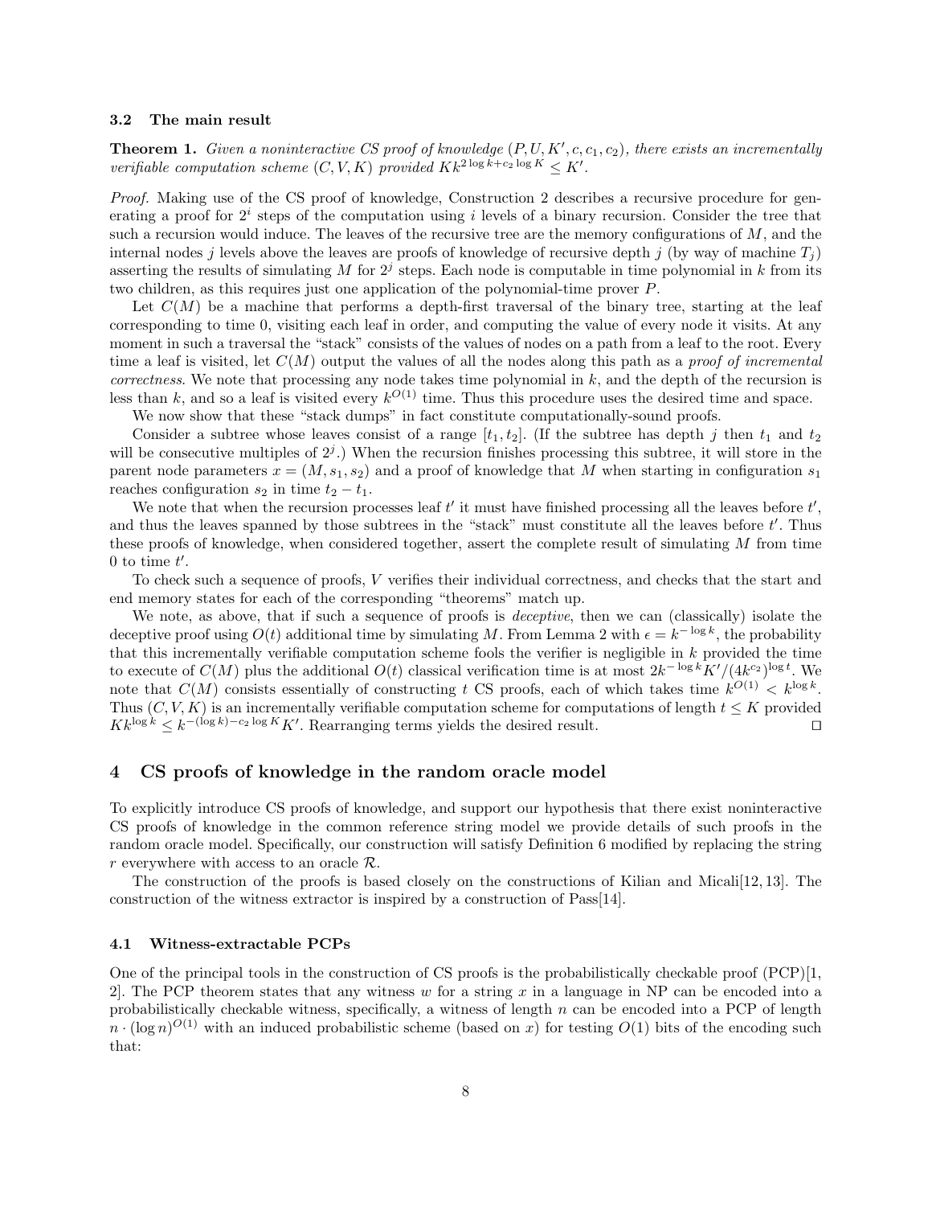### 3.2 The main result

**Theorem 1.** *Given a noninteractive CS proof of knowledge $(P, U, K', c, c_1, c_2)$, there exists an incrementally verifiable computation scheme $(C, V, K)$ provided $Kk^{2\log k + c_2 \log K} \leq K'$.*

*Proof.* Making use of the CS proof of knowledge, Construction 2 describes a recursive procedure for generating a proof for $2^i$ steps of the computation using $i$ levels of a binary recursion. Consider the tree that such a recursion would induce. The leaves of the recursive tree are the memory configurations of $M$, and the internal nodes $j$ levels above the leaves are proofs of knowledge of recursive depth $j$ (by way of machine $T_j$) asserting the results of simulating $M$ for $2^j$ steps. Each node is computable in time polynomial in $k$ from its two children, as this requires just one application of the polynomial-time prover $P$.

Let $C(M)$ be a machine that performs a depth-first traversal of the binary tree, starting at the leaf corresponding to time 0, visiting each leaf in order, and computing the value of every node it visits. At any moment in such a traversal the "stack" consists of the values of nodes on a path from a leaf to the root. Every time a leaf is visited, let $C(M)$ output the values of all the nodes along this path as a *proof of incremental correctness*. We note that processing any node takes time polynomial in $k$, and the depth of the recursion is less than $k$, and so a leaf is visited every $k^{O(1)}$ time. Thus this procedure uses the desired time and space.

We now show that these "stack dumps" in fact constitute computationally-sound proofs.

Consider a subtree whose leaves consist of a range $[t_1, t_2]$. (If the subtree has depth $j$ then $t_1$ and $t_2$ will be consecutive multiples of $2^j$.) When the recursion finishes processing this subtree, it will store in the parent node parameters $x = (M, s_1, s_2)$ and a proof of knowledge that $M$ when starting in configuration $s_1$ reaches configuration $s_2$ in time $t_2 - t_1$.

We note that when the recursion processes leaf $t'$ it must have finished processing all the leaves before $t'$, and thus the leaves spanned by those subtrees in the "stack" must constitute all the leaves before $t'$. Thus these proofs of knowledge, when considered together, assert the complete result of simulating $M$ from time 0 to time $t'$.

To check such a sequence of proofs, $V$ verifies their individual correctness, and checks that the start and end memory states for each of the corresponding "theorems" match up.

We note, as above, that if such a sequence of proofs is *deceptive*, then we can (classically) isolate the deceptive proof using $O(t)$ additional time by simulating $M$. From Lemma 2 with $\epsilon = k^{-\log k}$, the probability that this incrementally verifiable computation scheme fools the verifier is negligible in $k$ provided the time to execute of $C(M)$ plus the additional $O(t)$ classical verification time is at most $2k^{-\log k}K'/(4k^{c_2})^{\log t}$. We note that $C(M)$ consists essentially of constructing $t$ CS proofs, each of which takes time $k^{O(1)} < k^{\log k}$. Thus $(C, V, K)$ is an incrementally verifiable computation scheme for computations of length $t \leq K$ provided $Kk^{\log k} \leq k^{-(\log k) - c_2 \log K}K'$. Rearranging terms yields the desired result. ◻

## 4 CS proofs of knowledge in the random oracle model

To explicitly introduce CS proofs of knowledge, and support our hypothesis that there exist noninteractive CS proofs of knowledge in the common reference string model we provide details of such proofs in the random oracle model. Specifically, our construction will satisfy Definition 6 modified by replacing the string $r$ everywhere with access to an oracle $\mathcal{R}$.

The construction of the proofs is based closely on the constructions of Kilian and Micali[12, 13]. The construction of the witness extractor is inspired by a construction of Pass[14].

### 4.1 Witness-extractable PCPs

One of the principal tools in the construction of CS proofs is the probabilistically checkable proof (PCP)[1, 2]. The PCP theorem states that any witness $w$ for a string $x$ in a language in NP can be encoded into a probabilistically checkable witness, specifically, a witness of length $n$ can be encoded into a PCP of length $n \cdot (\log n)^{O(1)}$ with an induced probabilistic scheme (based on $x$) for testing $O(1)$ bits of the encoding such that: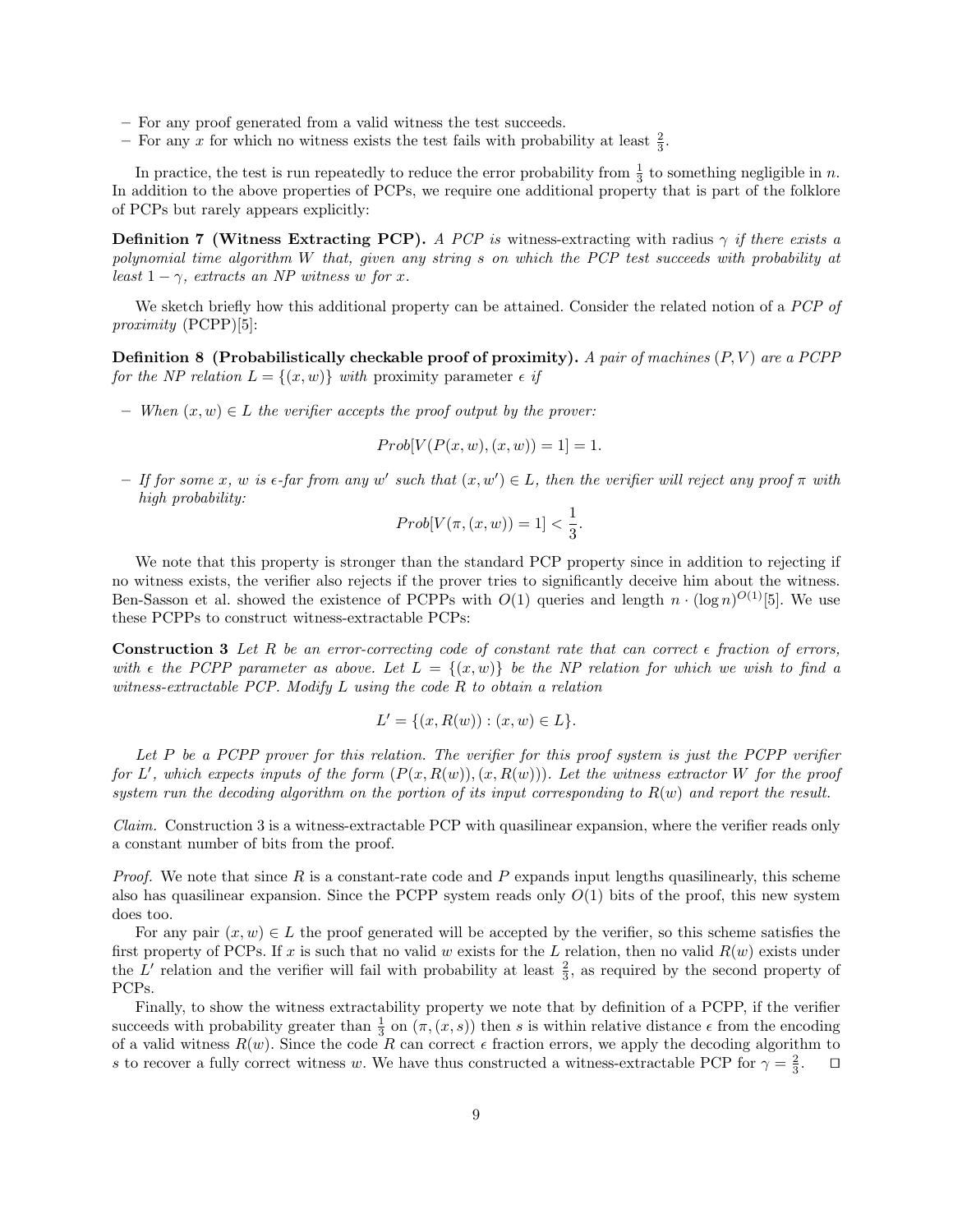– For any proof generated from a valid witness the test succeeds.
– For any $x$ for which no witness exists the test fails with probability at least $\frac{2}{3}$.

In practice, the test is run repeatedly to reduce the error probability from $\frac{1}{3}$ to something negligible in $n$. In addition to the above properties of PCPs, we require one additional property that is part of the folklore of PCPs but rarely appears explicitly:

**Definition 7 (Witness Extracting PCP).** *A PCP is* witness-extracting with radius $\gamma$ *if there exists a polynomial time algorithm $W$ that, given any string $s$ on which the PCP test succeeds with probability at least $1 - \gamma$, extracts an NP witness $w$ for $x$.*

We sketch briefly how this additional property can be attained. Consider the related notion of a *PCP of proximity* (PCPP)[5]:

**Definition 8 (Probabilistically checkable proof of proximity).** *A pair of machines $(P, V)$ are a PCPP for the NP relation $L = \{(x, w)\}$ with* proximity parameter $\epsilon$ *if*

– *When $(x, w) \in L$ the verifier accepts the proof output by the prover:*

$$Prob[V(P(x, w), (x, w)) = 1] = 1.$$

– *If for some $x$, $w$ is $\epsilon$-far from any $w'$ such that $(x, w') \in L$, then the verifier will reject any proof $\pi$ with high probability:*

$$Prob[V(\pi, (x, w)) = 1] < \frac{1}{3}.$$

We note that this property is stronger than the standard PCP property since in addition to rejecting if no witness exists, the verifier also rejects if the prover tries to significantly deceive him about the witness. Ben-Sasson et al. showed the existence of PCPPs with $O(1)$ queries and length $n \cdot (\log n)^{O(1)}$[5]. We use these PCPPs to construct witness-extractable PCPs:

**Construction 3** *Let $R$ be an error-correcting code of constant rate that can correct $\epsilon$ fraction of errors, with $\epsilon$ the PCPP parameter as above. Let $L = \{(x, w)\}$ be the NP relation for which we wish to find a witness-extractable PCP. Modify $L$ using the code $R$ to obtain a relation*

$$L' = \{(x, R(w)) : (x, w) \in L\}.$$

*Let $P$ be a PCPP prover for this relation. The verifier for this proof system is just the PCPP verifier for $L'$, which expects inputs of the form $(P(x, R(w)), (x, R(w)))$. Let the witness extractor $W$ for the proof system run the decoding algorithm on the portion of its input corresponding to $R(w)$ and report the result.*

*Claim.* Construction 3 is a witness-extractable PCP with quasilinear expansion, where the verifier reads only a constant number of bits from the proof.

*Proof.* We note that since $R$ is a constant-rate code and $P$ expands input lengths quasilinearly, this scheme also has quasilinear expansion. Since the PCPP system reads only $O(1)$ bits of the proof, this new system does too.

For any pair $(x, w) \in L$ the proof generated will be accepted by the verifier, so this scheme satisfies the first property of PCPs. If $x$ is such that no valid $w$ exists for the $L$ relation, then no valid $R(w)$ exists under the $L'$ relation and the verifier will fail with probability at least $\frac{2}{3}$, as required by the second property of PCPs.

Finally, to show the witness extractability property we note that by definition of a PCPP, if the verifier succeeds with probability greater than $\frac{1}{3}$ on $(\pi, (x, s))$ then $s$ is within relative distance $\epsilon$ from the encoding of a valid witness $R(w)$. Since the code $R$ can correct $\epsilon$ fraction errors, we apply the decoding algorithm to $s$ to recover a fully correct witness $w$. We have thus constructed a witness-extractable PCP for $\gamma = \frac{2}{3}$. $\square$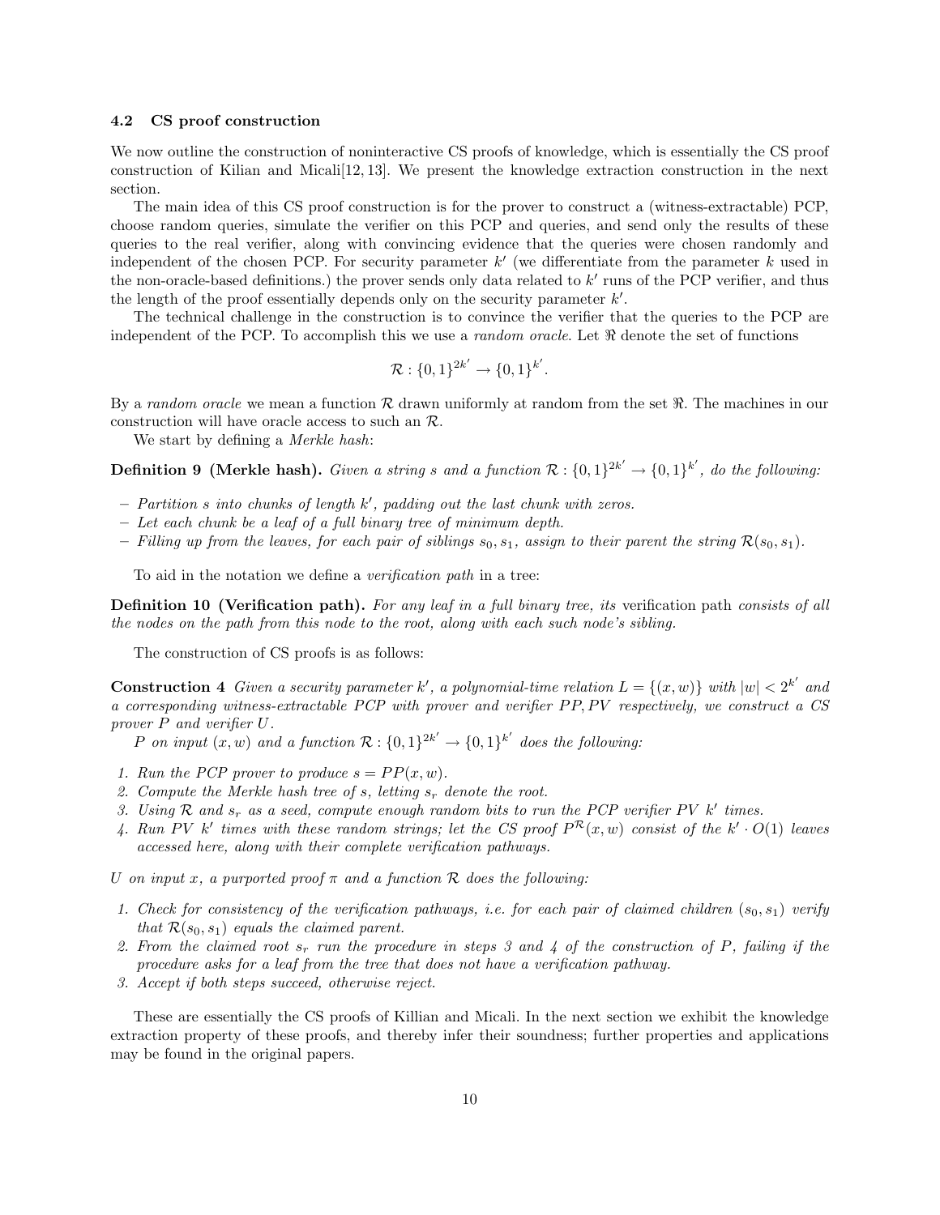### 4.2 CS proof construction

We now outline the construction of noninteractive CS proofs of knowledge, which is essentially the CS proof construction of Kilian and Micali[12, 13]. We present the knowledge extraction construction in the next section.

The main idea of this CS proof construction is for the prover to construct a (witness-extractable) PCP, choose random queries, simulate the verifier on this PCP and queries, and send only the results of these queries to the real verifier, along with convincing evidence that the queries were chosen randomly and independent of the chosen PCP. For security parameter $k'$ (we differentiate from the parameter $k$ used in the non-oracle-based definitions.) the prover sends only data related to $k'$ runs of the PCP verifier, and thus the length of the proof essentially depends only on the security parameter $k'$.

The technical challenge in the construction is to convince the verifier that the queries to the PCP are independent of the PCP. To accomplish this we use a *random oracle*. Let $\Re$ denote the set of functions

$$\mathcal{R} : \{0,1\}^{2k'} \to \{0,1\}^{k'}.$$

By a *random oracle* we mean a function $\mathcal{R}$ drawn uniformly at random from the set $\Re$. The machines in our construction will have oracle access to such an $\mathcal{R}$.

We start by defining a *Merkle hash*:

**Definition 9 (Merkle hash).** *Given a string $s$ and a function $\mathcal{R} : \{0,1\}^{2k'} \to \{0,1\}^{k'}$, do the following:*

- *Partition $s$ into chunks of length $k'$, padding out the last chunk with zeros.*
- *Let each chunk be a leaf of a full binary tree of minimum depth.*
- *Filling up from the leaves, for each pair of siblings $s_0, s_1$, assign to their parent the string $\mathcal{R}(s_0, s_1)$.*

To aid in the notation we define a *verification path* in a tree:

**Definition 10 (Verification path).** *For any leaf in a full binary tree, its* verification path *consists of all the nodes on the path from this node to the root, along with each such node's sibling.*

The construction of CS proofs is as follows:

**Construction 4** *Given a security parameter $k'$, a polynomial-time relation $L = \{(x,w)\}$ with $|w| < 2^{k'}$ and a corresponding witness-extractable PCP with prover and verifier $PP, PV$ respectively, we construct a CS prover $P$ and verifier $U$.*

*$P$ on input $(x,w)$ and a function $\mathcal{R} : \{0,1\}^{2k'} \to \{0,1\}^{k'}$ does the following:*

1. *Run the PCP prover to produce $s = PP(x,w)$.*
2. *Compute the Merkle hash tree of $s$, letting $s_r$ denote the root.*
3. *Using $\mathcal{R}$ and $s_r$ as a seed, compute enough random bits to run the PCP verifier $PV$ $k'$ times.*
4. *Run $PV$ $k'$ times with these random strings; let the CS proof $P^{\mathcal{R}}(x,w)$ consist of the $k' \cdot O(1)$ leaves accessed here, along with their complete verification pathways.*

*$U$ on input $x$, a purported proof $\pi$ and a function $\mathcal{R}$ does the following:*

1. *Check for consistency of the verification pathways, i.e. for each pair of claimed children $(s_0, s_1)$ verify that $\mathcal{R}(s_0, s_1)$ equals the claimed parent.*
2. *From the claimed root $s_r$ run the procedure in steps 3 and 4 of the construction of $P$, failing if the procedure asks for a leaf from the tree that does not have a verification pathway.*
3. *Accept if both steps succeed, otherwise reject.*

These are essentially the CS proofs of Killian and Micali. In the next section we exhibit the knowledge extraction property of these proofs, and thereby infer their soundness; further properties and applications may be found in the original papers.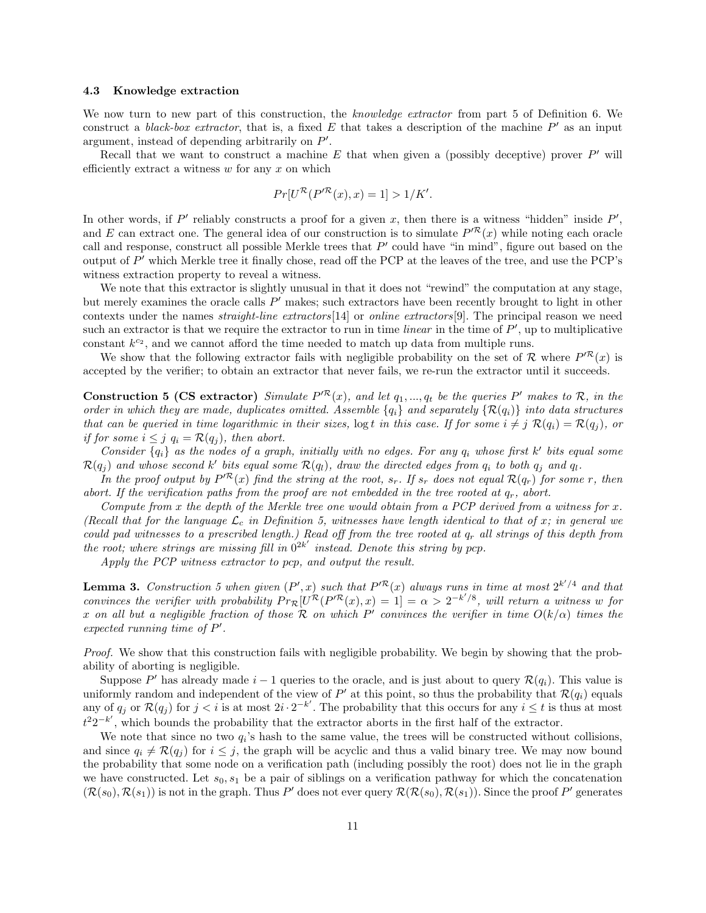### 4.3 Knowledge extraction

We now turn to new part of this construction, the *knowledge extractor* from part 5 of Definition 6. We construct a *black-box extractor*, that is, a fixed $E$ that takes a description of the machine $P'$ as an input argument, instead of depending arbitrarily on $P'$.

Recall that we want to construct a machine $E$ that when given a (possibly deceptive) prover $P'$ will efficiently extract a witness $w$ for any $x$ on which

$$Pr[U^{\mathcal{R}}(P'^{\mathcal{R}}(x), x) = 1] > 1/K'.$$

In other words, if $P'$ reliably constructs a proof for a given $x$, then there is a witness "hidden" inside $P'$, and $E$ can extract one. The general idea of our construction is to simulate $P'^{\mathcal{R}}(x)$ while noting each oracle call and response, construct all possible Merkle trees that $P'$ could have "in mind", figure out based on the output of $P'$ which Merkle tree it finally chose, read off the PCP at the leaves of the tree, and use the PCP's witness extraction property to reveal a witness.

We note that this extractor is slightly unusual in that it does not "rewind" the computation at any stage, but merely examines the oracle calls $P'$ makes; such extractors have been recently brought to light in other contexts under the names *straight-line extractors*[14] or *online extractors*[9]. The principal reason we need such an extractor is that we require the extractor to run in time *linear* in the time of $P'$, up to multiplicative constant $k^{c_2}$, and we cannot afford the time needed to match up data from multiple runs.

We show that the following extractor fails with negligible probability on the set of $\mathcal{R}$ where $P'^{\mathcal{R}}(x)$ is accepted by the verifier; to obtain an extractor that never fails, we re-run the extractor until it succeeds.

**Construction 5 (CS extractor)** *Simulate $P'^{\mathcal{R}}(x)$, and let $q_1, ..., q_t$ be the queries $P'$ makes to $\mathcal{R}$, in the order in which they are made, duplicates omitted. Assemble $\{q_i\}$ and separately $\{\mathcal{R}(q_i)\}$ into data structures that can be queried in time logarithmic in their sizes, $\log t$ in this case. If for some $i \neq j$ $\mathcal{R}(q_i) = \mathcal{R}(q_j)$, or if for some $i \leq j$ $q_i = \mathcal{R}(q_j)$, then abort.*

*Consider $\{q_i\}$ as the nodes of a graph, initially with no edges. For any $q_i$ whose first $k'$ bits equal some $\mathcal{R}(q_j)$ and whose second $k'$ bits equal some $\mathcal{R}(q_l)$, draw the directed edges from $q_i$ to both $q_j$ and $q_l$.*

*In the proof output by $P'^{\mathcal{R}}(x)$ find the string at the root, $s_r$. If $s_r$ does not equal $\mathcal{R}(q_r)$ for some $r$, then abort. If the verification paths from the proof are not embedded in the tree rooted at $q_r$, abort.*

*Compute from $x$ the depth of the Merkle tree one would obtain from a PCP derived from a witness for $x$. (Recall that for the language $\mathcal{L}_c$ in Definition 5, witnesses have length identical to that of $x$; in general we could pad witnesses to a prescribed length.) Read off from the tree rooted at $q_r$ all strings of this depth from the root; where strings are missing fill in $0^{2k'}$ instead. Denote this string by pcp.*

*Apply the PCP witness extractor to pcp, and output the result.*

**Lemma 3.** *Construction 5 when given $(P', x)$ such that $P'^{\mathcal{R}}(x)$ always runs in time at most $2^{k'/4}$ and that convinces the verifier with probability $Pr_{\mathcal{R}}[U^{\mathcal{R}}(P'^{\mathcal{R}}(x), x) = 1] = \alpha > 2^{-k'/8}$, will return a witness $w$ for $x$ on all but a negligible fraction of those $\mathcal{R}$ on which $P'$ convinces the verifier in time $O(k/\alpha)$ times the expected running time of $P'$.*

*Proof.* We show that this construction fails with negligible probability. We begin by showing that the probability of aborting is negligible.

Suppose $P'$ has already made $i-1$ queries to the oracle, and is just about to query $\mathcal{R}(q_i)$. This value is uniformly random and independent of the view of $P'$ at this point, so thus the probability that $\mathcal{R}(q_i)$ equals any of $q_j$ or $\mathcal{R}(q_j)$ for $j < i$ is at most $2i \cdot 2^{-k'}$. The probability that this occurs for any $i \leq t$ is thus at most $t^2 2^{-k'}$, which bounds the probability that the extractor aborts in the first half of the extractor.

We note that since no two $q_i$'s hash to the same value, the trees will be constructed without collisions, and since $q_i \neq \mathcal{R}(q_j)$ for $i \leq j$, the graph will be acyclic and thus a valid binary tree. We may now bound the probability that some node on a verification path (including possibly the root) does not lie in the graph we have constructed. Let $s_0, s_1$ be a pair of siblings on a verification pathway for which the concatenation $(\mathcal{R}(s_0), \mathcal{R}(s_1))$ is not in the graph. Thus $P'$ does not ever query $\mathcal{R}(\mathcal{R}(s_0), \mathcal{R}(s_1))$. Since the proof $P'$ generates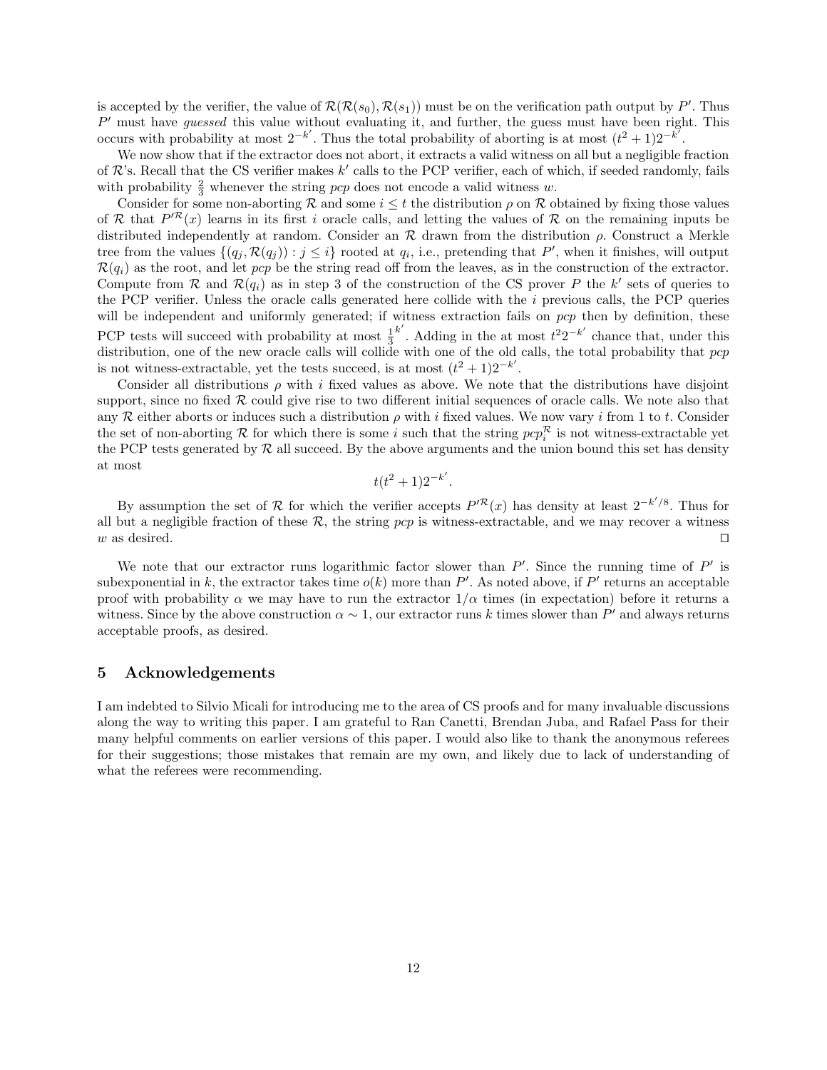is accepted by the verifier, the value of $\mathcal{R}(\mathcal{R}(s_0), \mathcal{R}(s_1))$ must be on the verification path output by $P'$. Thus $P'$ must have *guessed* this value without evaluating it, and further, the guess must have been right. This occurs with probability at most $2^{-k'}$. Thus the total probability of aborting is at most $(t^2+1)2^{-k'}$.

We now show that if the extractor does not abort, it extracts a valid witness on all but a negligible fraction of $\mathcal{R}$'s. Recall that the CS verifier makes $k'$ calls to the PCP verifier, each of which, if seeded randomly, fails with probability $\frac{2}{3}$ whenever the string *pcp* does not encode a valid witness $w$.

Consider for some non-aborting $\mathcal{R}$ and some $i \leq t$ the distribution $\rho$ on $\mathcal{R}$ obtained by fixing those values of $\mathcal{R}$ that $P'^{\mathcal{R}}(x)$ learns in its first $i$ oracle calls, and letting the values of $\mathcal{R}$ on the remaining inputs be distributed independently at random. Consider an $\mathcal{R}$ drawn from the distribution $\rho$. Construct a Merkle tree from the values $\{(q_j, \mathcal{R}(q_j)) : j \leq i\}$ rooted at $q_i$, i.e., pretending that $P'$, when it finishes, will output $\mathcal{R}(q_i)$ as the root, and let *pcp* be the string read off from the leaves, as in the construction of the extractor. Compute from $\mathcal{R}$ and $\mathcal{R}(q_i)$ as in step 3 of the construction of the CS prover $P$ the $k'$ sets of queries to the PCP verifier. Unless the oracle calls generated here collide with the $i$ previous calls, the PCP queries will be independent and uniformly generated; if witness extraction fails on *pcp* then by definition, these PCP tests will succeed with probability at most $\frac{1}{3}^{k'}$. Adding in the at most $t^2 2^{-k'}$ chance that, under this distribution, one of the new oracle calls will collide with one of the old calls, the total probability that *pcp* is not witness-extractable, yet the tests succeed, is at most $(t^2+1)2^{-k'}$.

Consider all distributions $\rho$ with $i$ fixed values as above. We note that the distributions have disjoint support, since no fixed $\mathcal{R}$ could give rise to two different initial sequences of oracle calls. We note also that any $\mathcal{R}$ either aborts or induces such a distribution $\rho$ with $i$ fixed values. We now vary $i$ from 1 to $t$. Consider the set of non-aborting $\mathcal{R}$ for which there is some $i$ such that the string $pcp_i^{\mathcal{R}}$ is not witness-extractable yet the PCP tests generated by $\mathcal{R}$ all succeed. By the above arguments and the union bound this set has density at most

$$t(t^2+1)2^{-k'}.$$

By assumption the set of $\mathcal{R}$ for which the verifier accepts $P'^{\mathcal{R}}(x)$ has density at least $2^{-k'/8}$. Thus for all but a negligible fraction of these $\mathcal{R}$, the string *pcp* is witness-extractable, and we may recover a witness $w$ as desired. □

We note that our extractor runs logarithmic factor slower than $P'$. Since the running time of $P'$ is subexponential in $k$, the extractor takes time $o(k)$ more than $P'$. As noted above, if $P'$ returns an acceptable proof with probability $\alpha$ we may have to run the extractor $1/\alpha$ times (in expectation) before it returns a witness. Since by the above construction $\alpha \sim 1$, our extractor runs $k$ times slower than $P'$ and always returns acceptable proofs, as desired.

## 5 Acknowledgements

I am indebted to Silvio Micali for introducing me to the area of CS proofs and for many invaluable discussions along the way to writing this paper. I am grateful to Ran Canetti, Brendan Juba, and Rafael Pass for their many helpful comments on earlier versions of this paper. I would also like to thank the anonymous referees for their suggestions; those mistakes that remain are my own, and likely due to lack of understanding of what the referees were recommending.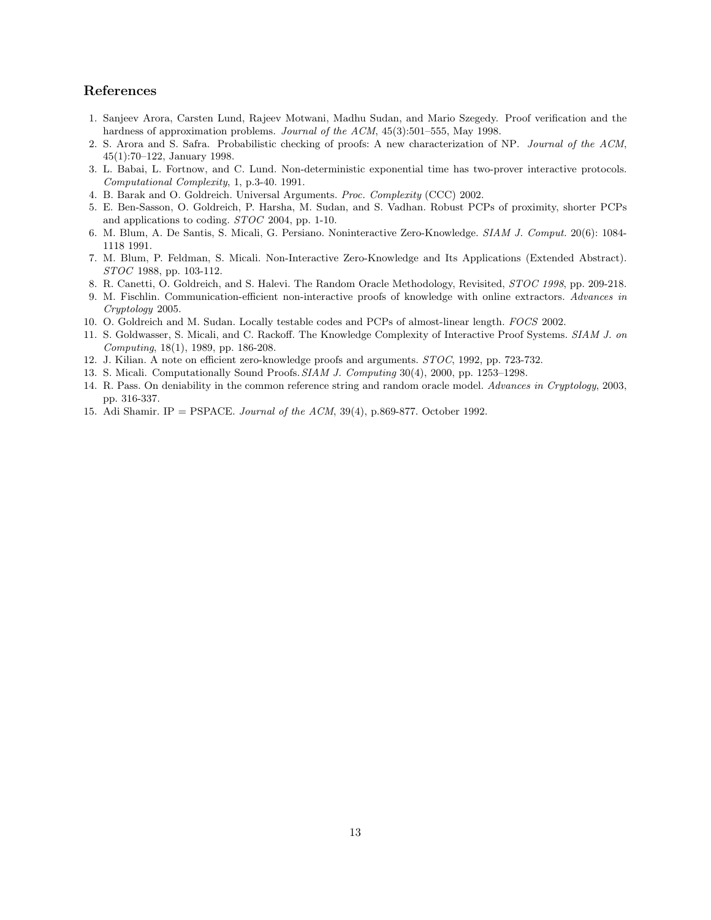## References

1. Sanjeev Arora, Carsten Lund, Rajeev Motwani, Madhu Sudan, and Mario Szegedy. Proof verification and the hardness of approximation problems. *Journal of the ACM*, 45(3):501–555, May 1998.
2. S. Arora and S. Safra. Probabilistic checking of proofs: A new characterization of NP. *Journal of the ACM*, 45(1):70–122, January 1998.
3. L. Babai, L. Fortnow, and C. Lund. Non-deterministic exponential time has two-prover interactive protocols. *Computational Complexity*, 1, p.3-40. 1991.
4. B. Barak and O. Goldreich. Universal Arguments. *Proc. Complexity* (CCC) 2002.
5. E. Ben-Sasson, O. Goldreich, P. Harsha, M. Sudan, and S. Vadhan. Robust PCPs of proximity, shorter PCPs and applications to coding. *STOC* 2004, pp. 1-10.
6. M. Blum, A. De Santis, S. Micali, G. Persiano. Noninteractive Zero-Knowledge. *SIAM J. Comput.* 20(6): 1084-1118 1991.
7. M. Blum, P. Feldman, S. Micali. Non-Interactive Zero-Knowledge and Its Applications (Extended Abstract). *STOC* 1988, pp. 103-112.
8. R. Canetti, O. Goldreich, and S. Halevi. The Random Oracle Methodology, Revisited, *STOC 1998*, pp. 209-218.
9. M. Fischlin. Communication-efficient non-interactive proofs of knowledge with online extractors. *Advances in Cryptology* 2005.
10. O. Goldreich and M. Sudan. Locally testable codes and PCPs of almost-linear length. *FOCS* 2002.
11. S. Goldwasser, S. Micali, and C. Rackoff. The Knowledge Complexity of Interactive Proof Systems. *SIAM J. on Computing*, 18(1), 1989, pp. 186-208.
12. J. Kilian. A note on efficient zero-knowledge proofs and arguments. *STOC*, 1992, pp. 723-732.
13. S. Micali. Computationally Sound Proofs. *SIAM J. Computing* 30(4), 2000, pp. 1253–1298.
14. R. Pass. On deniability in the common reference string and random oracle model. *Advances in Cryptology*, 2003, pp. 316-337.
15. Adi Shamir. IP = PSPACE. *Journal of the ACM*, 39(4), p.869-877. October 1992.